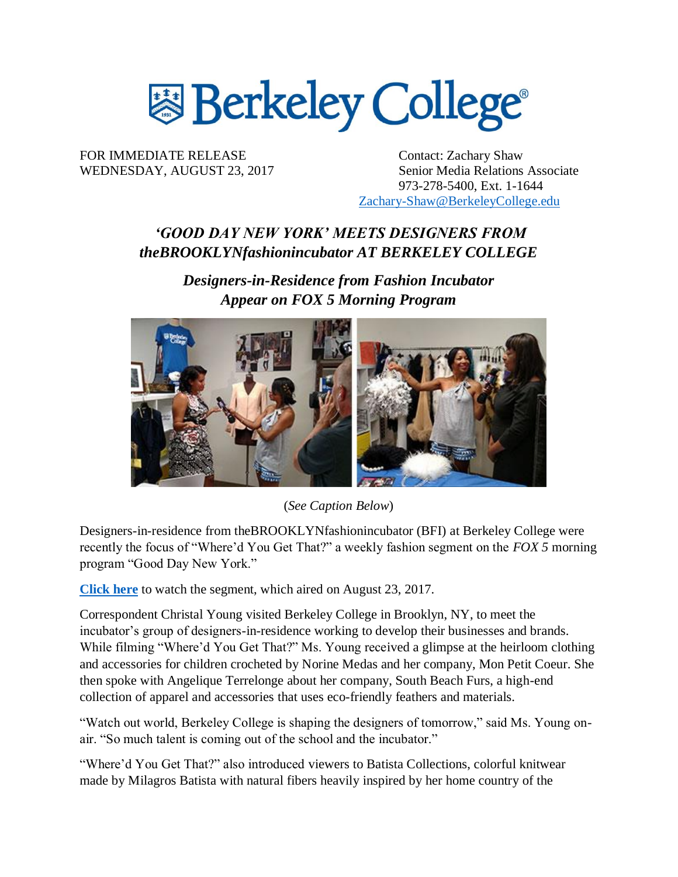# Berkeley College

FOR IMMEDIATE RELEASE
WEDNESDAY, AUGUST 23, 2017

Contact: Zachary Shaw
Senior Media Relations Associate
973-278-5400, Ext. 1-1644
Zachary-Shaw@BerkeleyCollege.edu

## *'GOOD DAY NEW YORK' MEETS DESIGNERS FROM theBROOKLYNfashionincubator AT BERKELEY COLLEGE*

### *Designers-in-Residence from Fashion Incubator Appear on FOX 5 Morning Program*

(*See Caption Below*)

Designers-in-residence from theBROOKLYNfashionincubator (BFI) at Berkeley College were recently the focus of "Where'd You Get That?" a weekly fashion segment on the *FOX 5* morning program "Good Day New York."

**Click here** to watch the segment, which aired on August 23, 2017.

Correspondent Christal Young visited Berkeley College in Brooklyn, NY, to meet the incubator's group of designers-in-residence working to develop their businesses and brands. While filming "Where'd You Get That?" Ms. Young received a glimpse at the heirloom clothing and accessories for children crocheted by Norine Medas and her company, Mon Petit Coeur. She then spoke with Angelique Terrelonge about her company, South Beach Furs, a high-end collection of apparel and accessories that uses eco-friendly feathers and materials.

"Watch out world, Berkeley College is shaping the designers of tomorrow," said Ms. Young on-air. "So much talent is coming out of the school and the incubator."

"Where'd You Get That?" also introduced viewers to Batista Collections, colorful knitwear made by Milagros Batista with natural fibers heavily inspired by her home country of the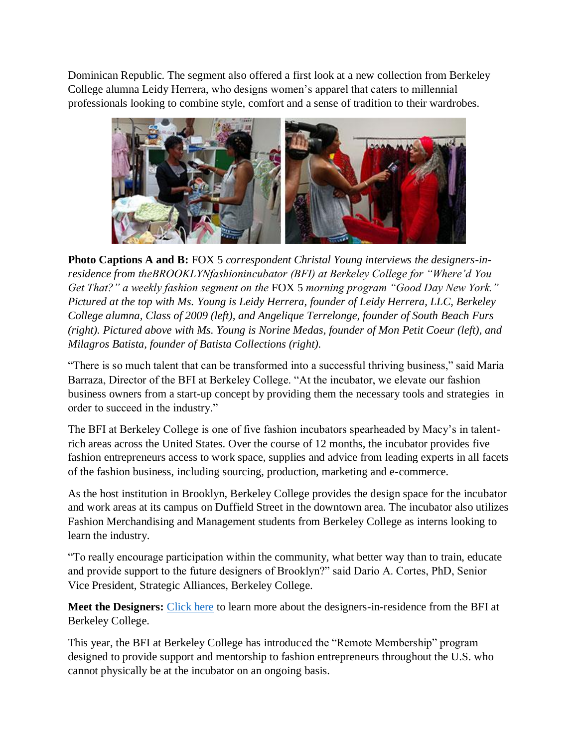Dominican Republic. The segment also offered a first look at a new collection from Berkeley College alumna Leidy Herrera, who designs women's apparel that caters to millennial professionals looking to combine style, comfort and a sense of tradition to their wardrobes.

**Photo Captions A and B:** FOX 5 *correspondent Christal Young interviews the designers-in-residence from theBROOKLYNfashionincubator (BFI) at Berkeley College for "Where'd You Get That?" a weekly fashion segment on the* FOX 5 *morning program "Good Day New York." Pictured at the top with Ms. Young is Leidy Herrera, founder of Leidy Herrera, LLC, Berkeley College alumna, Class of 2009 (left), and Angelique Terrelonge, founder of South Beach Furs (right). Pictured above with Ms. Young is Norine Medas, founder of Mon Petit Coeur (left), and Milagros Batista, founder of Batista Collections (right).*

"There is so much talent that can be transformed into a successful thriving business," said Maria Barraza, Director of the BFI at Berkeley College. "At the incubator, we elevate our fashion business owners from a start-up concept by providing them the necessary tools and strategies in order to succeed in the industry."

The BFI at Berkeley College is one of five fashion incubators spearheaded by Macy's in talent-rich areas across the United States. Over the course of 12 months, the incubator provides five fashion entrepreneurs access to work space, supplies and advice from leading experts in all facets of the fashion business, including sourcing, production, marketing and e-commerce.

As the host institution in Brooklyn, Berkeley College provides the design space for the incubator and work areas at its campus on Duffield Street in the downtown area. The incubator also utilizes Fashion Merchandising and Management students from Berkeley College as interns looking to learn the industry.

"To really encourage participation within the community, what better way than to train, educate and provide support to the future designers of Brooklyn?" said Dario A. Cortes, PhD, Senior Vice President, Strategic Alliances, Berkeley College.

**Meet the Designers:** Click here to learn more about the designers-in-residence from the BFI at Berkeley College.

This year, the BFI at Berkeley College has introduced the "Remote Membership" program designed to provide support and mentorship to fashion entrepreneurs throughout the U.S. who cannot physically be at the incubator on an ongoing basis.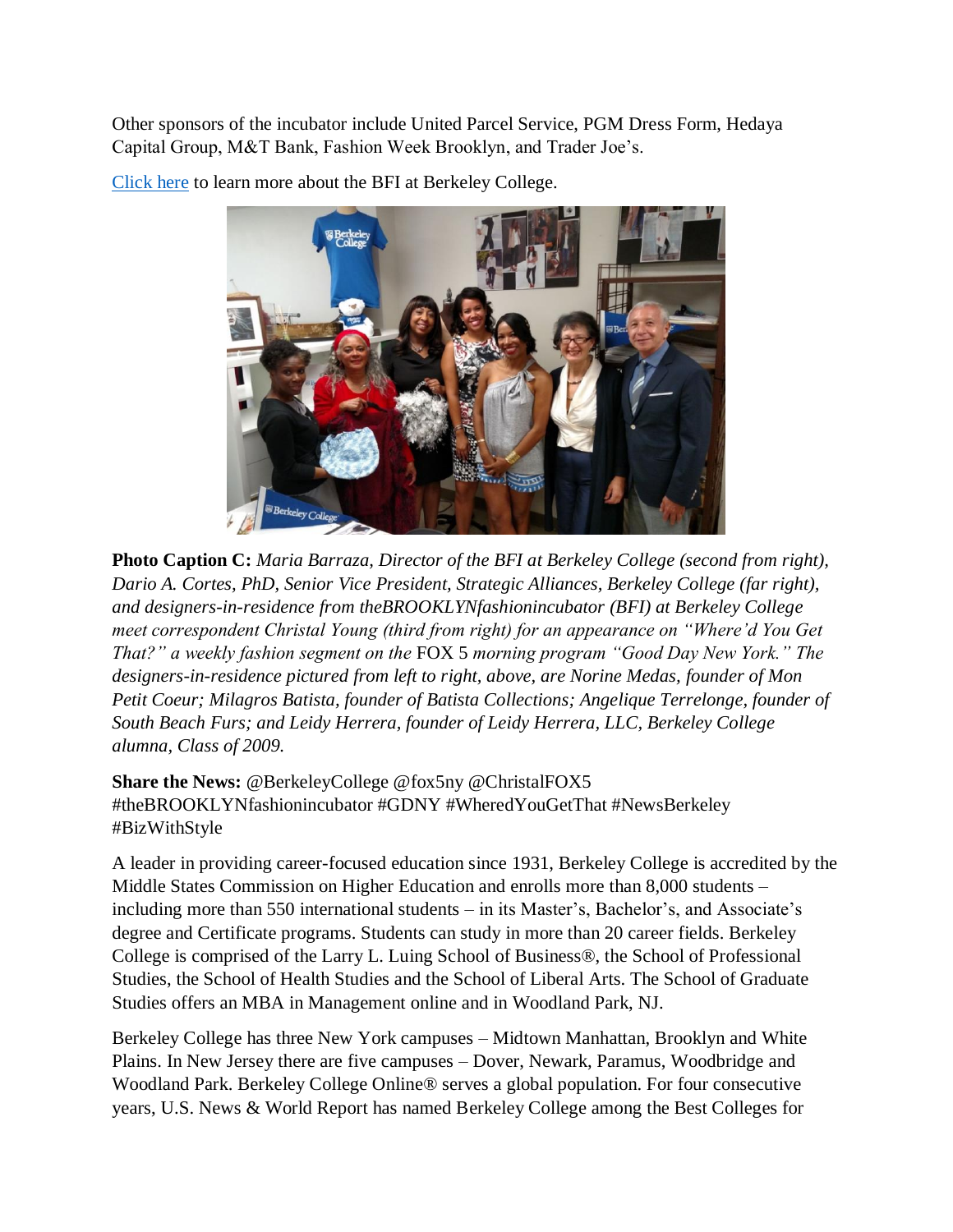Other sponsors of the incubator include United Parcel Service, PGM Dress Form, Hedaya Capital Group, M&T Bank, Fashion Week Brooklyn, and Trader Joe's.

[Click here](#) to learn more about the BFI at Berkeley College.

**Photo Caption C:** *Maria Barraza, Director of the BFI at Berkeley College (second from right), Dario A. Cortes, PhD, Senior Vice President, Strategic Alliances, Berkeley College (far right), and designers-in-residence from theBROOKLYNfashionincubator (BFI) at Berkeley College meet correspondent Christal Young (third from right) for an appearance on "Where'd You Get That?" a weekly fashion segment on the* FOX 5 *morning program "Good Day New York." The designers-in-residence pictured from left to right, above, are Norine Medas, founder of Mon Petit Coeur; Milagros Batista, founder of Batista Collections; Angelique Terrelonge, founder of South Beach Furs; and Leidy Herrera, founder of Leidy Herrera, LLC, Berkeley College alumna, Class of 2009.*

**Share the News:** @BerkeleyCollege @fox5ny @ChristalFOX5 #theBROOKLYNfashionincubator #GDNY #WheredYouGetThat #NewsBerkeley #BizWithStyle

A leader in providing career-focused education since 1931, Berkeley College is accredited by the Middle States Commission on Higher Education and enrolls more than 8,000 students – including more than 550 international students – in its Master's, Bachelor's, and Associate's degree and Certificate programs. Students can study in more than 20 career fields. Berkeley College is comprised of the Larry L. Luing School of Business®, the School of Professional Studies, the School of Health Studies and the School of Liberal Arts. The School of Graduate Studies offers an MBA in Management online and in Woodland Park, NJ.

Berkeley College has three New York campuses – Midtown Manhattan, Brooklyn and White Plains. In New Jersey there are five campuses – Dover, Newark, Paramus, Woodbridge and Woodland Park. Berkeley College Online® serves a global population. For four consecutive years, U.S. News & World Report has named Berkeley College among the Best Colleges for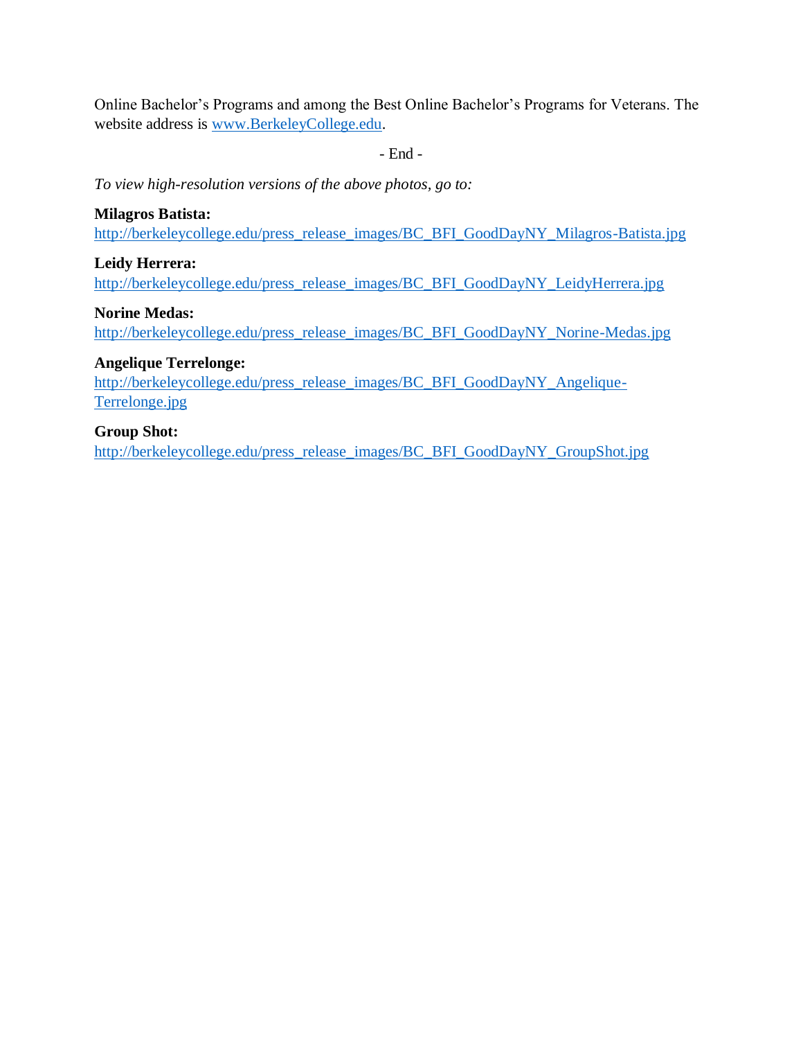Online Bachelor's Programs and among the Best Online Bachelor's Programs for Veterans. The website address is www.BerkeleyCollege.edu.

- End -

*To view high-resolution versions of the above photos, go to:*

**Milagros Batista:**
http://berkeleycollege.edu/press_release_images/BC_BFI_GoodDayNY_Milagros-Batista.jpg

**Leidy Herrera:**
http://berkeleycollege.edu/press_release_images/BC_BFI_GoodDayNY_LeidyHerrera.jpg

**Norine Medas:**
http://berkeleycollege.edu/press_release_images/BC_BFI_GoodDayNY_Norine-Medas.jpg

**Angelique Terrelonge:**
http://berkeleycollege.edu/press_release_images/BC_BFI_GoodDayNY_Angelique-Terrelonge.jpg

**Group Shot:**
http://berkeleycollege.edu/press_release_images/BC_BFI_GoodDayNY_GroupShot.jpg